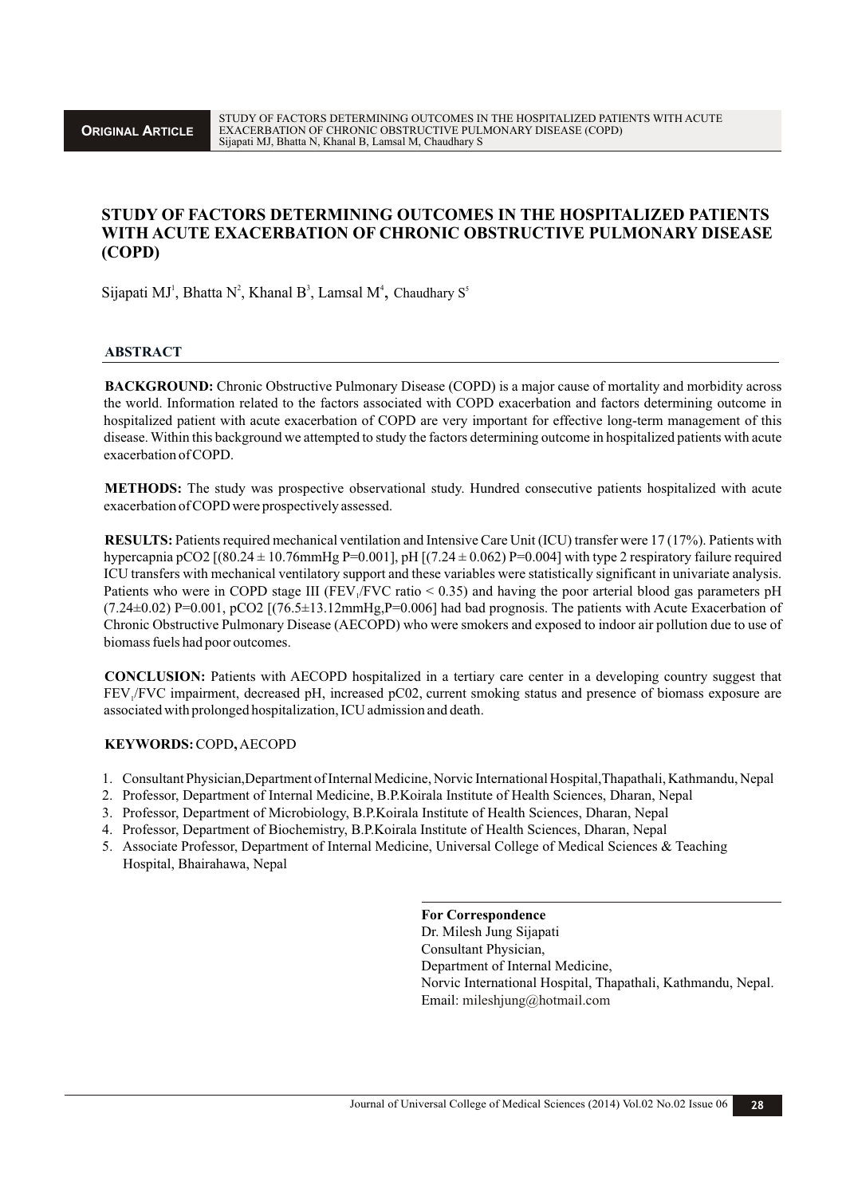**ORIGINAL ARTICLE**

# STUDY OF FACTORS DETERMINING OUTCOMES IN THE HOSPITALIZED PATIENTS WITH ACUTE EXACERBATION OF CHRONIC OBSTRUCTIVE PULMONARY DISEASE (COPD)

Sijapati MJ[1], Bhatta N[2], Khanal B[3], Lamsal M[4], Chaudhary S[5]

## ABSTRACT

**BACKGROUND:** Chronic Obstructive Pulmonary Disease (COPD) is a major cause of mortality and morbidity across the world. Information related to the factors associated with COPD exacerbation and factors determining outcome in hospitalized patient with acute exacerbation of COPD are very important for effective long-term management of this disease. Within this background we attempted to study the factors determining outcome in hospitalized patients with acute exacerbation of COPD.

**METHODS:** The study was prospective observational study. Hundred consecutive patients hospitalized with acute exacerbation of COPD were prospectively assessed.

**RESULTS:** Patients required mechanical ventilation and Intensive Care Unit (ICU) transfer were 17 (17%). Patients with hypercapnia pCO2 [($80.24 \pm 10.76$mmHg P=0.001], pH [($7.24 \pm 0.062$) P=0.004] with type 2 respiratory failure required ICU transfers with mechanical ventilatory support and these variables were statistically significant in univariate analysis. Patients who were in COPD stage III ($FEV_1$/FVC ratio < 0.35) and having the poor arterial blood gas parameters pH ($7.24 \pm 0.02$) P=0.001, pCO2 [($76.5 \pm 13.12$mmHg,P=0.006] had bad prognosis. The patients with Acute Exacerbation of Chronic Obstructive Pulmonary Disease (AECOPD) who were smokers and exposed to indoor air pollution due to use of biomass fuels had poor outcomes.

**CONCLUSION:** Patients with AECOPD hospitalized in a tertiary care center in a developing country suggest that $FEV_1$/FVC impairment, decreased pH, increased pC02, current smoking status and presence of biomass exposure are associated with prolonged hospitalization, ICU admission and death.

**KEYWORDS:** COPD**,** AECOPD

1. Consultant Physician,Department of Internal Medicine, Norvic International Hospital,Thapathali, Kathmandu, Nepal
2. Professor, Department of Internal Medicine, B.P.Koirala Institute of Health Sciences, Dharan, Nepal
3. Professor, Department of Microbiology, B.P.Koirala Institute of Health Sciences, Dharan, Nepal
4. Professor, Department of Biochemistry, B.P.Koirala Institute of Health Sciences, Dharan, Nepal
5. Associate Professor, Department of Internal Medicine, Universal College of Medical Sciences & Teaching Hospital, Bhairahawa, Nepal

**For Correspondence**
Dr. Milesh Jung Sijapati
Consultant Physician,
Department of Internal Medicine,
Norvic International Hospital, Thapathali, Kathmandu, Nepal.
Email: mileshjung@hotmail.com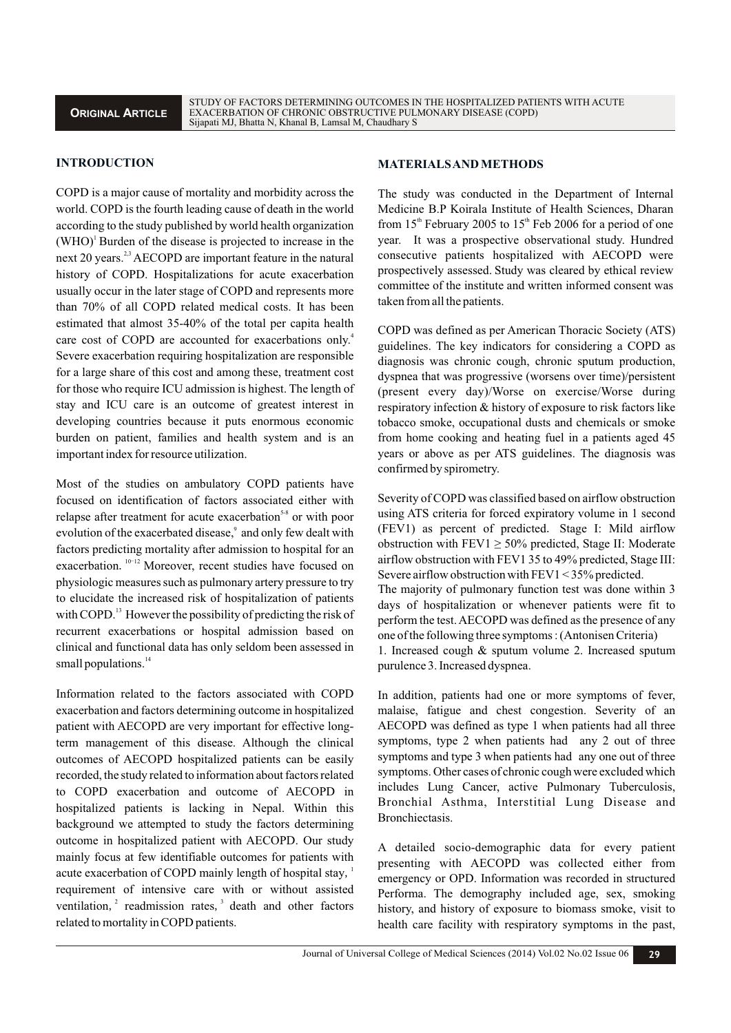## INTRODUCTION

COPD is a major cause of mortality and morbidity across the world. COPD is the fourth leading cause of death in the world according to the study published by world health organization (WHO)[1] Burden of the disease is projected to increase in the next 20 years.[2,3] AECOPD are important feature in the natural history of COPD. Hospitalizations for acute exacerbation usually occur in the later stage of COPD and represents more than 70% of all COPD related medical costs. It has been estimated that almost 35-40% of the total per capita health care cost of COPD are accounted for exacerbations only.[4] Severe exacerbation requiring hospitalization are responsible for a large share of this cost and among these, treatment cost for those who require ICU admission is highest. The length of stay and ICU care is an outcome of greatest interest in developing countries because it puts enormous economic burden on patient, families and health system and is an important index for resource utilization.

Most of the studies on ambulatory COPD patients have focused on identification of factors associated either with relapse after treatment for acute exacerbation[5-8] or with poor evolution of the exacerbated disease,[9] and only few dealt with factors predicting mortality after admission to hospital for an exacerbation.[10-12] Moreover, recent studies have focused on physiologic measures such as pulmonary artery pressure to try to elucidate the increased risk of hospitalization of patients with COPD.[13] However the possibility of predicting the risk of recurrent exacerbations or hospital admission based on clinical and functional data has only seldom been assessed in small populations.[14]

Information related to the factors associated with COPD exacerbation and factors determining outcome in hospitalized patient with AECOPD are very important for effective long-term management of this disease. Although the clinical outcomes of AECOPD hospitalized patients can be easily recorded, the study related to information about factors related to COPD exacerbation and outcome of AECOPD in hospitalized patients is lacking in Nepal. Within this background we attempted to study the factors determining outcome in hospitalized patient with AECOPD. Our study mainly focus at few identifiable outcomes for patients with acute exacerbation of COPD mainly length of hospital stay,[1] requirement of intensive care with or without assisted ventilation,[2] readmission rates,[3] death and other factors related to mortality in COPD patients.

## MATERIALS AND METHODS

The study was conducted in the Department of Internal Medicine B.P Koirala Institute of Health Sciences, Dharan from 15th February 2005 to 15th Feb 2006 for a period of one year. It was a prospective observational study. Hundred consecutive patients hospitalized with AECOPD were prospectively assessed. Study was cleared by ethical review committee of the institute and written informed consent was taken from all the patients.

COPD was defined as per American Thoracic Society (ATS) guidelines. The key indicators for considering a COPD as diagnosis was chronic cough, chronic sputum production, dyspnea that was progressive (worsens over time)/persistent (present every day)/Worse on exercise/Worse during respiratory infection & history of exposure to risk factors like tobacco smoke, occupational dusts and chemicals or smoke from home cooking and heating fuel in a patients aged 45 years or above as per ATS guidelines. The diagnosis was confirmed by spirometry.

Severity of COPD was classified based on airflow obstruction using ATS criteria for forced expiratory volume in 1 second (FEV1) as percent of predicted. Stage I: Mild airflow obstruction with FEV1 $\geq$ 50% predicted, Stage II: Moderate airflow obstruction with FEV1 35 to 49% predicted, Stage III: Severe airflow obstruction with FEV1 < 35% predicted.

The majority of pulmonary function test was done within 3 days of hospitalization or whenever patients were fit to perform the test. AECOPD was defined as the presence of any one of the following three symptoms : (Antonisen Criteria)

1. Increased cough & sputum volume 2. Increased sputum purulence 3. Increased dyspnea.

In addition, patients had one or more symptoms of fever, malaise, fatigue and chest congestion. Severity of an AECOPD was defined as type 1 when patients had all three symptoms, type 2 when patients had any 2 out of three symptoms and type 3 when patients had any one out of three symptoms. Other cases of chronic cough were excluded which includes Lung Cancer, active Pulmonary Tuberculosis, Bronchial Asthma, Interstitial Lung Disease and Bronchiectasis.

A detailed socio-demographic data for every patient presenting with AECOPD was collected either from emergency or OPD. Information was recorded in structured Performa. The demography included age, sex, smoking history, and history of exposure to biomass smoke, visit to health care facility with respiratory symptoms in the past,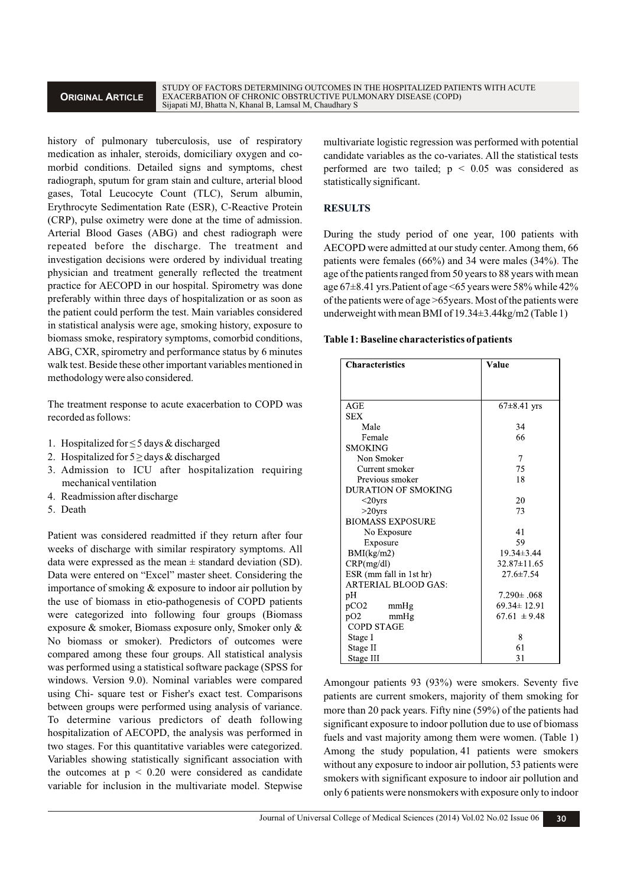history of pulmonary tuberculosis, use of respiratory medication as inhaler, steroids, domiciliary oxygen and co-morbid conditions. Detailed signs and symptoms, chest radiograph, sputum for gram stain and culture, arterial blood gases, Total Leucocyte Count (TLC), Serum albumin, Erythrocyte Sedimentation Rate (ESR), C-Reactive Protein (CRP), pulse oximetry were done at the time of admission. Arterial Blood Gases (ABG) and chest radiograph were repeated before the discharge. The treatment and investigation decisions were ordered by individual treating physician and treatment generally reflected the treatment practice for AECOPD in our hospital. Spirometry was done preferably within three days of hospitalization or as soon as the patient could perform the test. Main variables considered in statistical analysis were age, smoking history, exposure to biomass smoke, respiratory symptoms, comorbid conditions, ABG, CXR, spirometry and performance status by 6 minutes walk test. Beside these other important variables mentioned in methodology were also considered.

The treatment response to acute exacerbation to COPD was recorded as follows:

1. Hospitalized for ≤ 5 days & discharged
2. Hospitalized for 5 ≥ days & discharged
3. Admission to ICU after hospitalization requiring mechanical ventilation
4. Readmission after discharge
5. Death

Patient was considered readmitted if they return after four weeks of discharge with similar respiratory symptoms. All data were expressed as the mean ± standard deviation (SD). Data were entered on "Excel" master sheet. Considering the importance of smoking & exposure to indoor air pollution by the use of biomass in etio-pathogenesis of COPD patients were categorized into following four groups (Biomass exposure & smoker, Biomass exposure only, Smoker only & No biomass or smoker). Predictors of outcomes were compared among these four groups. All statistical analysis was performed using a statistical software package (SPSS for windows. Version 9.0). Nominal variables were compared using Chi- square test or Fisher's exact test. Comparisons between groups were performed using analysis of variance. To determine various predictors of death following hospitalization of AECOPD, the analysis was performed in two stages. For this quantitative variables were categorized. Variables showing statistically significant association with the outcomes at $p < 0.20$ were considered as candidate variable for inclusion in the multivariate model. Stepwise multivariate logistic regression was performed with potential candidate variables as the co-variates. All the statistical tests performed are two tailed; $p < 0.05$ was considered as statistically significant.

## RESULTS

During the study period of one year, 100 patients with AECOPD were admitted at our study center. Among them, 66 patients were females (66%) and 34 were males (34%). The age of the patients ranged from 50 years to 88 years with mean age 67±8.41 yrs.Patient of age <65 years were 58% while 42% of the patients were of age >65years. Most of the patients were underweight with mean BMI of 19.34±3.44kg/m2 (Table 1)

**Table 1: Baseline characteristics of patients**

| Characteristics | Value |
|---|---|
| AGE | 67±8.41 yrs |
| SEX | |
| Male | 34 |
| Female | 66 |
| SMOKING | |
| Non Smoker | 7 |
| Current smoker | 75 |
| Previous smoker | 18 |
| DURATION OF SMOKING | |
| <20yrs | 20 |
| >20yrs | 73 |
| BIOMASS EXPOSURE | |
| No Exposure | 41 |
| Exposure | 59 |
| BMI(kg/m2) | 19.34±3.44 |
| CRP(mg/dl) | 32.87±11.65 |
| ESR (mm fall in 1st hr) | 27.6±7.54 |
| ARTERIAL BLOOD GAS: | |
| pH | 7.290± .068 |
| $pCO_2$ mmHg | 69.34± 12.91 |
| $pO_2$ mmHg | 67.61 ± 9.48 |
| COPD STAGE | |
| Stage I | 8 |
| Stage II | 61 |
| Stage III | 31 |

Amongour patients 93 (93%) were smokers. Seventy five patients are current smokers, majority of them smoking for more than 20 pack years. Fifty nine (59%) of the patients had significant exposure to indoor pollution due to use of biomass fuels and vast majority among them were women. (Table 1) Among the study population, 41 patients were smokers without any exposure to indoor air pollution, 53 patients were smokers with significant exposure to indoor air pollution and only 6 patients were nonsmokers with exposure only to indoor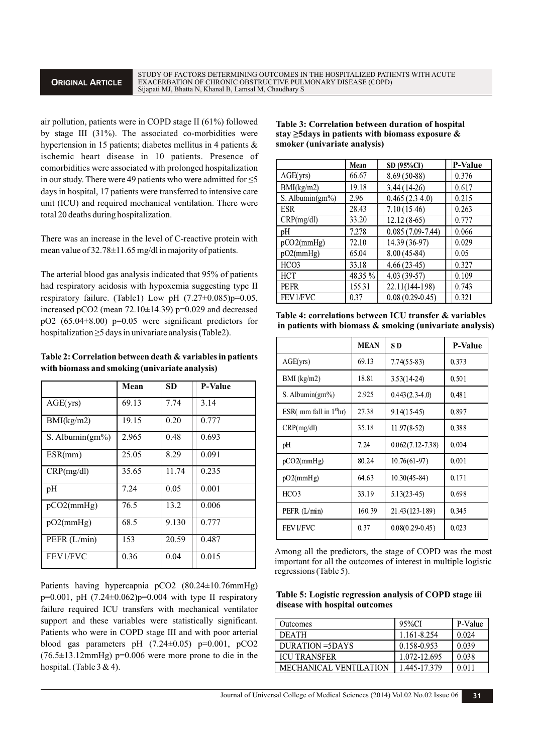air pollution, patients were in COPD stage II (61%) followed by stage III (31%). The associated co-morbidities were hypertension in 15 patients; diabetes mellitus in 4 patients & ischemic heart disease in 10 patients. Presence of comorbidities were associated with prolonged hospitalization in our study. There were 49 patients who were admitted for ≤5 days in hospital, 17 patients were transferred to intensive care unit (ICU) and required mechanical ventilation. There were total 20 deaths during hospitalization.

There was an increase in the level of C-reactive protein with mean value of 32.78±11.65 mg/dl in majority of patients.

The arterial blood gas analysis indicated that 95% of patients had respiratory acidosis with hypoxemia suggesting type II respiratory failure. (Table1) Low pH (7.27±0.085)p=0.05, increased pCO2 (mean 72.10±14.39) p=0.029 and decreased pO2 (65.04±8.00) p=0.05 were significant predictors for hospitalization ≥5 days in univariate analysis (Table2).

**Table 2: Correlation between death & variables in patients with biomass and smoking (univariate analysis)**

| | Mean | SD | P-Value |
|---|---|---|---|
| AGE(yrs) | 69.13 | 7.74 | 3.14 |
| BMI(kg/m2) | 19.15 | 0.20 | 0.777 |
| S. Albumin(gm%) | 2.965 | 0.48 | 0.693 |
| ESR(mm) | 25.05 | 8.29 | 0.091 |
| CRP(mg/dl) | 35.65 | 11.74 | 0.235 |
| pH | 7.24 | 0.05 | 0.001 |
| pCO2(mmHg) | 76.5 | 13.2 | 0.006 |
| pO2(mmHg) | 68.5 | 9.130 | 0.777 |
| PEFR (L/min) | 153 | 20.59 | 0.487 |
| FEV1/FVC | 0.36 | 0.04 | 0.015 |

Patients having hypercapnia pCO2 (80.24±10.76mmHg) p=0.001, pH (7.24±0.062)p=0.004 with type II respiratory failure required ICU transfers with mechanical ventilator support and these variables were statistically significant. Patients who were in COPD stage III and with poor arterial blood gas parameters pH (7.24±0.05) p=0.001, pCO2 (76.5±13.12mmHg) p=0.006 were more prone to die in the hospital. (Table 3 & 4).

**Table 3: Correlation between duration of hospital stay ≥5days in patients with biomass exposure & smoker (univariate analysis)**

| | Mean | SD (95%CI) | P-Value |
|---|---|---|---|
| AGE(yrs) | 66.67 | 8.69 (50-88) | 0.376 |
| BMI(kg/m2) | 19.18 | 3.44 (14-26) | 0.617 |
| S. Albumin(gm%) | 2.96 | 0.465 (2.3-4.0) | 0.215 |
| ESR | 28.43 | 7.10 (15-46) | 0.263 |
| CRP(mg/dl) | 33.20 | 12.12 (8-65) | 0.777 |
| pH | 7.278 | 0.085 (7.09-7.44) | 0.066 |
| pCO2(mmHg) | 72.10 | 14.39 (36-97) | 0.029 |
| pO2(mmHg) | 65.04 | 8.00 (45-84) | 0.05 |
| HCO3 | 33.18 | 4.66 (23-45) | 0.327 |
| HCT | 48.35 % | 4.03 (39-57) | 0.109 |
| PEFR | 155.31 | 22.11(144-198) | 0.743 |
| FEV1/FVC | 0.37 | 0.08 (0.29-0.45) | 0.321 |

**Table 4: correlations between ICU transfer & variables in patients with biomass & smoking (univariate analysis)**

| | MEAN | SD | P-Value |
|---|---|---|---|
| AGE(yrs) | 69.13 | 7.74(55-83) | 0.373 |
| BMI (kg/m2) | 18.81 | 3.53(14-24) | 0.501 |
| S. Albumin(gm%) | 2.925 | 0.443(2.3-4.0) | 0.481 |
| ESR( mm fall in 1st hr) | 27.38 | 9.14(15-45) | 0.897 |
| CRP(mg/dl) | 35.18 | 11.97(8-52) | 0.388 |
| pH | 7.24 | 0.062(7.12-7.38) | 0.004 |
| pCO2(mmHg) | 80.24 | 10.76(61-97) | 0.001 |
| pO2(mmHg) | 64.63 | 10.30(45-84) | 0.171 |
| HCO3 | 33.19 | 5.13(23-45) | 0.698 |
| PEFR (L/min) | 160.39 | 21.43(123-189) | 0.345 |
| FEV1/FVC | 0.37 | 0.08(0.29-0.45) | 0.023 |

Among all the predictors, the stage of COPD was the most important for all the outcomes of interest in multiple logistic regressions (Table 5).

**Table 5: Logistic regression analysis of COPD stage iii disease with hospital outcomes**

| Outcomes | 95%CI | P-Value |
|---|---|---|
| DEATH | 1.161-8.254 | 0.024 |
| DURATION =5DAYS | 0.158-0.953 | 0.039 |
| ICU TRANSFER | 1.072-12.695 | 0.038 |
| MECHANICAL VENTILATION | 1.445-17.379 | 0.011 |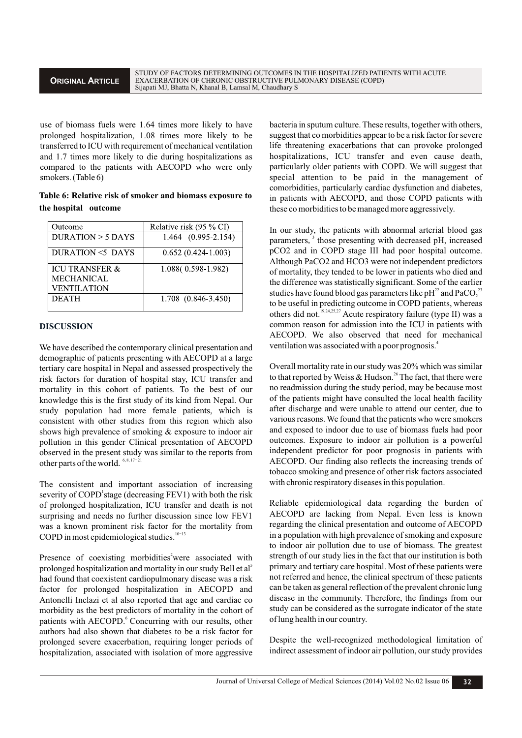use of biomass fuels were 1.64 times more likely to have prolonged hospitalization, 1.08 times more likely to be transferred to ICU with requirement of mechanical ventilation and 1.7 times more likely to die during hospitalizations as compared to the patients with AECOPD who were only smokers. (Table 6)

**Table 6: Relative risk of smoker and biomass exposure to the hospital outcome**

| Outcome | Relative risk (95 % CI) |
|---|---|
| DURATION > 5 DAYS | 1.464 (0.995-2.154) |
| DURATION <5 DAYS | 0.652 (0.424-1.003) |
| ICU TRANSFER & MECHANICAL VENTILATION | 1.088( 0.598-1.982) |
| DEATH | 1.708 (0.846-3.450) |

## DISCUSSION

We have described the contemporary clinical presentation and demographic of patients presenting with AECOPD at a large tertiary care hospital in Nepal and assessed prospectively the risk factors for duration of hospital stay, ICU transfer and mortality in this cohort of patients. To the best of our knowledge this is the first study of its kind from Nepal. Our study population had more female patients, which is consistent with other studies from this region which also shows high prevalence of smoking & exposure to indoor air pollution in this gender Clinical presentation of AECOPD observed in the present study was similar to the reports from other parts of the world. [6, 8, 17–21]

The consistent and important association of increasing severity of COPD[1]stage (decreasing FEV1) with both the risk of prolonged hospitalization, ICU transfer and death is not surprising and needs no further discussion since low FEV1 was a known prominent risk factor for the mortality from COPD in most epidemiological studies. [10–13]

Presence of coexisting morbidities[2]were associated with prolonged hospitalization and mortality in our study Bell et al[5] had found that coexistent cardiopulmonary disease was a risk factor for prolonged hospitalization in AECOPD and Antonelli Inclazi et al also reported that age and cardiac co morbidity as the best predictors of mortality in the cohort of patients with AECOPD.[6] Concurring with our results, other authors had also shown that diabetes to be a risk factor for prolonged severe exacerbation, requiring longer periods of hospitalization, associated with isolation of more aggressive bacteria in sputum culture. These results, together with others, suggest that co morbidities appear to be a risk factor for severe life threatening exacerbations that can provoke prolonged hospitalizations, ICU transfer and even cause death, particularly older patients with COPD. We will suggest that special attention to be paid in the management of comorbidities, particularly cardiac dysfunction and diabetes, in patients with AECOPD, and those COPD patients with these co morbidities to be managed more aggressively.

In our study, the patients with abnormal arterial blood gas parameters, [3] those presenting with decreased pH, increased pCO2 and in COPD stage III had poor hospital outcome. Although PaCO2 and HCO3 were not independent predictors of mortality, they tended to be lower in patients who died and the difference was statistically significant. Some of the earlier studies have found blood gas parameters like pH[22] and $PaCO_2$[23] to be useful in predicting outcome in COPD patients, whereas others did not.[19,24,25,27] Acute respiratory failure (type II) was a common reason for admission into the ICU in patients with AECOPD. We also observed that need for mechanical ventilation was associated with a poor prognosis.[4]

Overall mortality rate in our study was 20% which was similar to that reported by Weiss & Hudson.[26] The fact, that there were no readmission during the study period, may be because most of the patients might have consulted the local health facility after discharge and were unable to attend our center, due to various reasons. We found that the patients who were smokers and exposed to indoor due to use of biomass fuels had poor outcomes. Exposure to indoor air pollution is a powerful independent predictor for poor prognosis in patients with AECOPD. Our finding also reflects the increasing trends of tobacco smoking and presence of other risk factors associated with chronic respiratory diseases in this population.

Reliable epidemiological data regarding the burden of AECOPD are lacking from Nepal. Even less is known regarding the clinical presentation and outcome of AECOPD in a population with high prevalence of smoking and exposure to indoor air pollution due to use of biomass. The greatest strength of our study lies in the fact that our institution is both primary and tertiary care hospital. Most of these patients were not referred and hence, the clinical spectrum of these patients can be taken as general reflection of the prevalent chronic lung disease in the community. Therefore, the findings from our study can be considered as the surrogate indicator of the state of lung health in our country.

Despite the well-recognized methodological limitation of indirect assessment of indoor air pollution, our study provides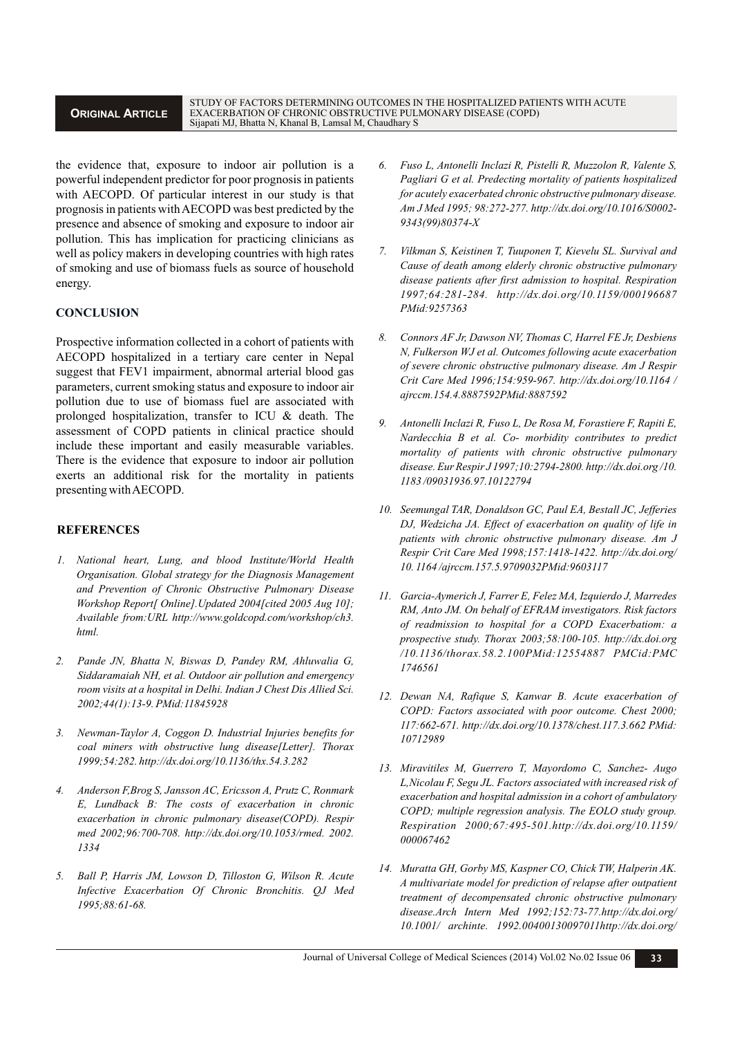the evidence that, exposure to indoor air pollution is a powerful independent predictor for poor prognosis in patients with AECOPD. Of particular interest in our study is that prognosis in patients with AECOPD was best predicted by the presence and absence of smoking and exposure to indoor air pollution. This has implication for practicing clinicians as well as policy makers in developing countries with high rates of smoking and use of biomass fuels as source of household energy.

## CONCLUSION

Prospective information collected in a cohort of patients with AECOPD hospitalized in a tertiary care center in Nepal suggest that FEV1 impairment, abnormal arterial blood gas parameters, current smoking status and exposure to indoor air pollution due to use of biomass fuel are associated with prolonged hospitalization, transfer to ICU & death. The assessment of COPD patients in clinical practice should include these important and easily measurable variables. There is the evidence that exposure to indoor air pollution exerts an additional risk for the mortality in patients presenting with AECOPD.

## REFERENCES

1. *National heart, Lung, and blood Institute/World Health Organisation. Global strategy for the Diagnosis Management and Prevention of Chronic Obstructive Pulmonary Disease Workshop Report[ Online].Updated 2004[cited 2005 Aug 10]; Available from:URL http://www.goldcopd.com/workshop/ch3.html.*

2. *Pande JN, Bhatta N, Biswas D, Pandey RM, Ahluwalia G, Siddaramaiah NH, et al. Outdoor air pollution and emergency room visits at a hospital in Delhi. Indian J Chest Dis Allied Sci. 2002;44(1):13-9. PMid:11845928*

3. *Newman-Taylor A, Coggon D. Industrial Injuries benefits for coal miners with obstructive lung disease[Letter]. Thorax 1999;54:282. http://dx.doi.org/10.1136/thx.54.3.282*

4. *Anderson F,Brog S, Jansson AC, Ericsson A, Prutz C, Ronmark E, Lundback B: The costs of exacerbation in chronic exacerbation in chronic pulmonary disease(COPD). Respir med 2002;96:700-708. http://dx.doi.org/10.1053/rmed. 2002. 1334*

5. *Ball P, Harris JM, Lowson D, Tilloston G, Wilson R. Acute Infective Exacerbation Of Chronic Bronchitis. QJ Med 1995;88:61-68.*

6. *Fuso L, Antonelli Inclazi R, Pistelli R, Muzzolon R, Valente S, Pagliari G et al. Predecting mortality of patients hospitalized for acutely exacerbated chronic obstructive pulmonary disease. Am J Med 1995; 98:272-277. http://dx.doi.org/10.1016/S0002-9343(99)80374-X*

7. *Vilkman S, Keistinen T, Tuuponen T, Kievelu SL. Survival and Cause of death among elderly chronic obstructive pulmonary disease patients after first admission to hospital. Respiration 1997;64:281-284. http://dx.doi.org/10.1159/000196687 PMid:9257363*

8. *Connors AF Jr, Dawson NV, Thomas C, Harrel FE Jr, Desbiens N, Fulkerson WJ et al. Outcomes following acute exacerbation of severe chronic obstructive pulmonary disease. Am J Respir Crit Care Med 1996;154:959-967. http://dx.doi.org/10.1164 / ajrccm.154.4.8887592PMid:8887592*

9. *Antonelli Inclazi R, Fuso L, De Rosa M, Forastiere F, Rapiti E, Nardecchia B et al. Co- morbidity contributes to predict mortality of patients with chronic obstructive pulmonary disease. Eur Respir J 1997;10:2794-2800. http://dx.doi.org /10. 1183 /09031936.97.10122794*

10. *Seemungal TAR, Donaldson GC, Paul EA, Bestall JC, Jefferies DJ, Wedzicha JA. Effect of exacerbation on quality of life in patients with chronic obstructive pulmonary disease. Am J Respir Crit Care Med 1998;157:1418-1422. http://dx.doi.org/ 10. 1164 /ajrccm.157.5.9709032PMid:9603117*

11. *Garcia-Aymerich J, Farrer E, Felez MA, Izquierdo J, Marredes RM, Anto JM. On behalf of EFRAM investigators. Risk factors of readmission to hospital for a COPD Exacerbatiom: a prospective study. Thorax 2003;58:100-105. http://dx.doi.org /10.1136/thorax.58.2.100PMid:12554887 PMCid:PMC 1746561*

12. *Dewan NA, Rafique S, Kanwar B. Acute exacerbation of COPD: Factors associated with poor outcome. Chest 2000; 117:662-671. http://dx.doi.org/10.1378/chest.117.3.662 PMid: 10712989*

13. *Miravitiles M, Guerrero T, Mayordomo C, Sanchez- Augo L,Nicolau F, Segu JL. Factors associated with increased risk of exacerbation and hospital admission in a cohort of ambulatory COPD; multiple regression analysis. The EOLO study group. Respiration 2000;67:495-501.http://dx.doi.org/10.1159/ 000067462*

14. *Muratta GH, Gorby MS, Kaspner CO, Chick TW, Halperin AK. A multivariate model for prediction of relapse after outpatient treatment of decompensated chronic obstructive pulmonary disease.Arch Intern Med 1992;152:73-77.http://dx.doi.org/ 10.1001/ archinte. 1992.00400130097011http://dx.doi.org/*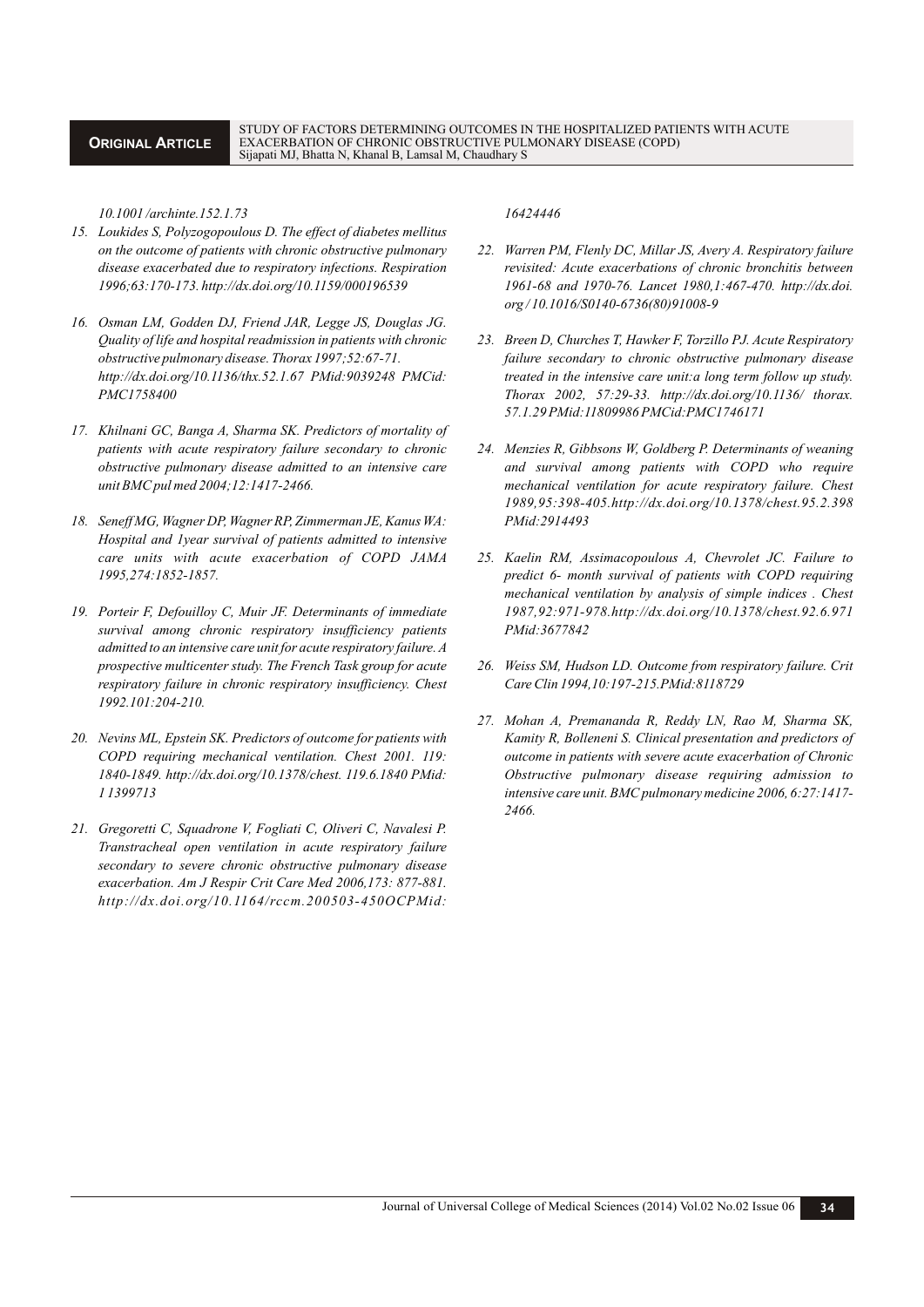*10.1001 /archinte.152.1.73*

15. *Loukides S, Polyzogopoulous D. The effect of diabetes mellitus on the outcome of patients with chronic obstructive pulmonary disease exacerbated due to respiratory infections. Respiration 1996;63:170-173. http://dx.doi.org/10.1159/000196539*

16. *Osman LM, Godden DJ, Friend JAR, Legge JS, Douglas JG. Quality of life and hospital readmission in patients with chronic obstructive pulmonary disease. Thorax 1997;52:67-71. http://dx.doi.org/10.1136/thx.52.1.67 PMid:9039248 PMCid: PMC1758400*

17. *Khilnani GC, Banga A, Sharma SK. Predictors of mortality of patients with acute respiratory failure secondary to chronic obstructive pulmonary disease admitted to an intensive care unit BMC pul med 2004;12:1417-2466.*

18. *Seneff MG, Wagner DP, Wagner RP, Zimmerman JE, Kanus WA: Hospital and 1year survival of patients admitted to intensive care units with acute exacerbation of COPD JAMA 1995,274:1852-1857.*

19. *Porteir F, Defouilloy C, Muir JF. Determinants of immediate survival among chronic respiratory insufficiency patients admitted to an intensive care unit for acute respiratory failure. A prospective multicenter study. The French Task group for acute respiratory failure in chronic respiratory insufficiency. Chest 1992.101:204-210.*

20. *Nevins ML, Epstein SK. Predictors of outcome for patients with COPD requiring mechanical ventilation. Chest 2001. 119: 1840-1849. http://dx.doi.org/10.1378/chest. 119.6.1840 PMid: 1 1399713*

21. *Gregoretti C, Squadrone V, Fogliati C, Oliveri C, Navalesi P. Transtracheal open ventilation in acute respiratory failure secondary to severe chronic obstructive pulmonary disease exacerbation. Am J Respir Crit Care Med 2006,173: 877-881. http://dx.doi.org/10.1164/rccm.200503-450OCPMid: 16424446*

22. *Warren PM, Flenly DC, Millar JS, Avery A. Respiratory failure revisited: Acute exacerbations of chronic bronchitis between 1961-68 and 1970-76. Lancet 1980,1:467-470. http://dx.doi. org / 10.1016/S0140-6736(80)91008-9*

23. *Breen D, Churches T, Hawker F, Torzillo PJ. Acute Respiratory failure secondary to chronic obstructive pulmonary disease treated in the intensive care unit:a long term follow up study. Thorax 2002, 57:29-33. http://dx.doi.org/10.1136/ thorax. 57.1.29 PMid:11809986 PMCid:PMC1746171*

24. *Menzies R, Gibbsons W, Goldberg P. Determinants of weaning and survival among patients with COPD who require mechanical ventilation for acute respiratory failure. Chest 1989,95:398-405.http://dx.doi.org/10.1378/chest.95.2.398 PMid:2914493*

25. *Kaelin RM, Assimacopoulous A, Chevrolet JC. Failure to predict 6- month survival of patients with COPD requiring mechanical ventilation by analysis of simple indices . Chest 1987,92:971-978.http://dx.doi.org/10.1378/chest.92.6.971 PMid:3677842*

26. *Weiss SM, Hudson LD. Outcome from respiratory failure. Crit Care Clin 1994,10:197-215.PMid:8118729*

27. *Mohan A, Premananda R, Reddy LN, Rao M, Sharma SK, Kamity R, Bolleneni S. Clinical presentation and predictors of outcome in patients with severe acute exacerbation of Chronic Obstructive pulmonary disease requiring admission to intensive care unit. BMC pulmonary medicine 2006, 6:27:1417-2466.*